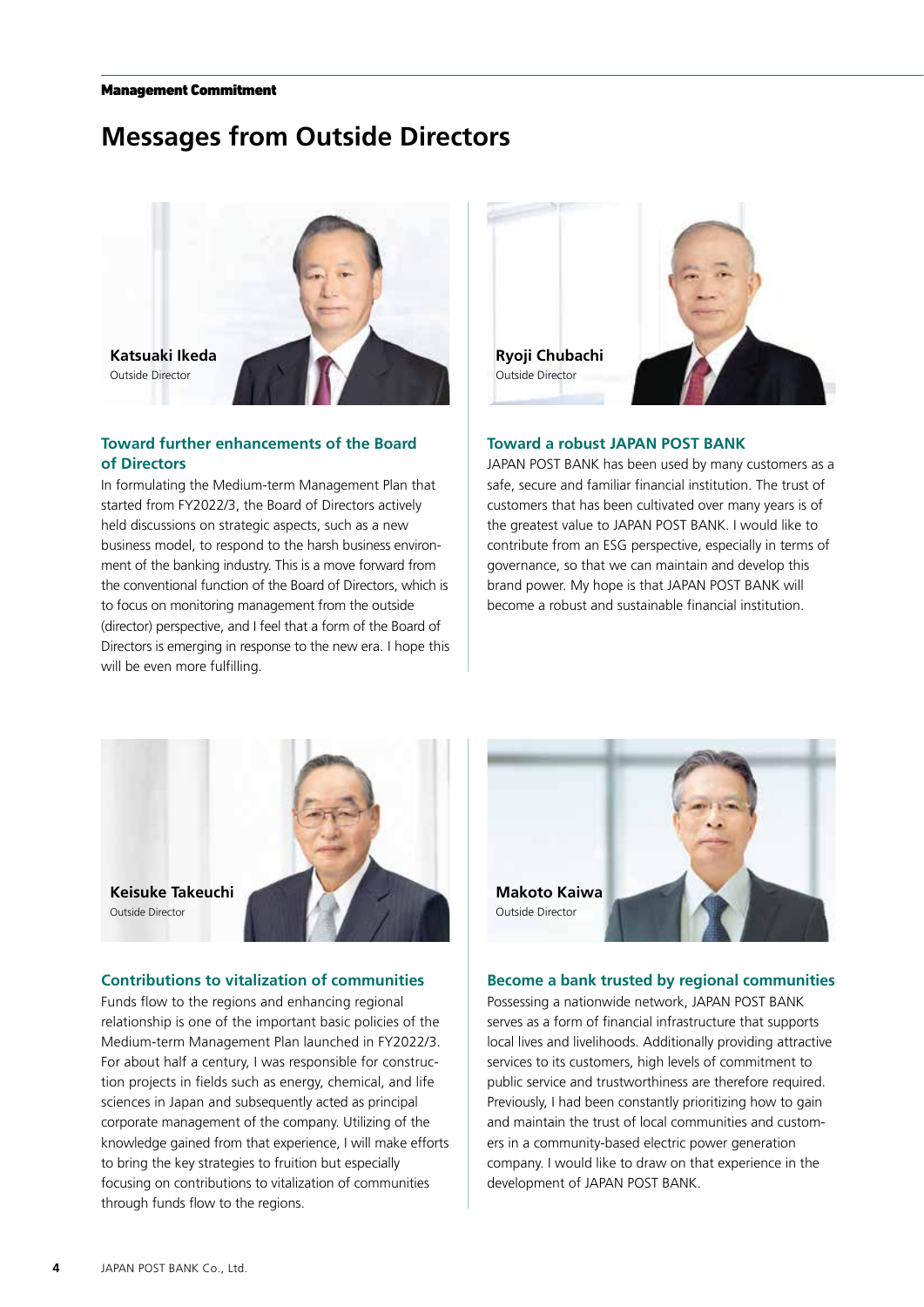Management Commitment

# Messages from Outside Directors

**Katsuaki Ikeda**
Outside Director

### Toward further enhancements of the Board of Directors

In formulating the Medium-term Management Plan that started from FY2022/3, the Board of Directors actively held discussions on strategic aspects, such as a new business model, to respond to the harsh business environment of the banking industry. This is a move forward from the conventional function of the Board of Directors, which is to focus on monitoring management from the outside (director) perspective, and I feel that a form of the Board of Directors is emerging in response to the new era. I hope this will be even more fulfilling.

**Ryoji Chubachi**
Outside Director

### Toward a robust JAPAN POST BANK

JAPAN POST BANK has been used by many customers as a safe, secure and familiar financial institution. The trust of customers that has been cultivated over many years is of the greatest value to JAPAN POST BANK. I would like to contribute from an ESG perspective, especially in terms of governance, so that we can maintain and develop this brand power. My hope is that JAPAN POST BANK will become a robust and sustainable financial institution.

**Keisuke Takeuchi**
Outside Director

### Contributions to vitalization of communities

Funds flow to the regions and enhancing regional relationship is one of the important basic policies of the Medium-term Management Plan launched in FY2022/3. For about half a century, I was responsible for construction projects in fields such as energy, chemical, and life sciences in Japan and subsequently acted as principal corporate management of the company. Utilizing of the knowledge gained from that experience, I will make efforts to bring the key strategies to fruition but especially focusing on contributions to vitalization of communities through funds flow to the regions.

**Makoto Kaiwa**
Outside Director

### Become a bank trusted by regional communities

Possessing a nationwide network, JAPAN POST BANK serves as a form of financial infrastructure that supports local lives and livelihoods. Additionally providing attractive services to its customers, high levels of commitment to public service and trustworthiness are therefore required. Previously, I had been constantly prioritizing how to gain and maintain the trust of local communities and customers in a community-based electric power generation company. I would like to draw on that experience in the development of JAPAN POST BANK.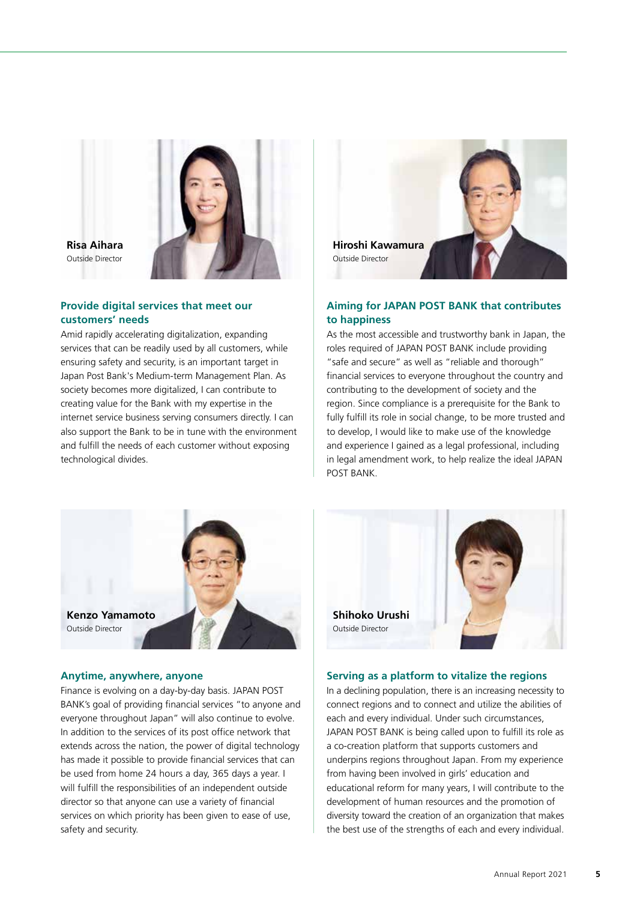**Risa Aihara**
Outside Director

### Provide digital services that meet our customers' needs

Amid rapidly accelerating digitalization, expanding services that can be readily used by all customers, while ensuring safety and security, is an important target in Japan Post Bank's Medium-term Management Plan. As society becomes more digitalized, I can contribute to creating value for the Bank with my expertise in the internet service business serving consumers directly. I can also support the Bank to be in tune with the environment and fulfill the needs of each customer without exposing technological divides.

**Hiroshi Kawamura**
Outside Director

### Aiming for JAPAN POST BANK that contributes to happiness

As the most accessible and trustworthy bank in Japan, the roles required of JAPAN POST BANK include providing "safe and secure" as well as "reliable and thorough" financial services to everyone throughout the country and contributing to the development of society and the region. Since compliance is a prerequisite for the Bank to fully fulfill its role in social change, to be more trusted and to develop, I would like to make use of the knowledge and experience I gained as a legal professional, including in legal amendment work, to help realize the ideal JAPAN POST BANK.

**Kenzo Yamamoto**
Outside Director

### Anytime, anywhere, anyone

Finance is evolving on a day-by-day basis. JAPAN POST BANK's goal of providing financial services "to anyone and everyone throughout Japan" will also continue to evolve. In addition to the services of its post office network that extends across the nation, the power of digital technology has made it possible to provide financial services that can be used from home 24 hours a day, 365 days a year. I will fulfill the responsibilities of an independent outside director so that anyone can use a variety of financial services on which priority has been given to ease of use, safety and security.

**Shihoko Urushi**
Outside Director

### Serving as a platform to vitalize the regions

In a declining population, there is an increasing necessity to connect regions and to connect and utilize the abilities of each and every individual. Under such circumstances, JAPAN POST BANK is being called upon to fulfill its role as a co-creation platform that supports customers and underpins regions throughout Japan. From my experience from having been involved in girls' education and educational reform for many years, I will contribute to the development of human resources and the promotion of diversity toward the creation of an organization that makes the best use of the strengths of each and every individual.